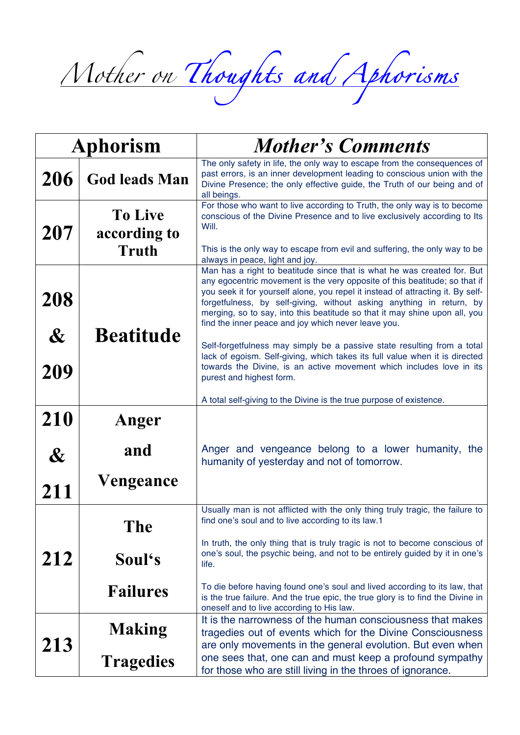# Mother on Thoughts and Aphorisms

| Aphorism | | Mother's Comments |
|---|---|---|
| 206 | God leads Man | The only safety in life, the only way to escape from the consequences of past errors, is an inner development leading to conscious union with the Divine Presence; the only effective guide, the Truth of our being and of all beings. |
| 207 | To Live according to Truth | For those who want to live according to Truth, the only way is to become conscious of the Divine Presence and to live exclusively according to Its Will.<br><br>This is the only way to escape from evil and suffering, the only way to be always in peace, light and joy. |
| 208 & 209 | Beatitude | Man has a right to beatitude since that is what he was created for. But any egocentric movement is the very opposite of this beatitude; so that if you seek it for yourself alone, you repel it instead of attracting it. By self-forgetfulness, by self-giving, without asking anything in return, by merging, so to say, into this beatitude so that it may shine upon all, you find the inner peace and joy which never leave you.<br><br>Self-forgetfulness may simply be a passive state resulting from a total lack of egoism. Self-giving, which takes its full value when it is directed towards the Divine, is an active movement which includes love in its purest and highest form.<br><br>A total self-giving to the Divine is the true purpose of existence. |
| 210 & 211 | Anger and Vengeance | Anger and vengeance belong to a lower humanity, the humanity of yesterday and not of tomorrow. |
| 212 | The Soul's Failures | Usually man is not afflicted with the only thing truly tragic, the failure to find one's soul and to live according to its law.1<br><br>In truth, the only thing that is truly tragic is not to become conscious of one's soul, the psychic being, and not to be entirely guided by it in one's life.<br><br>To die before having found one's soul and lived according to its law, that is the true failure. And the true epic, the true glory is to find the Divine in oneself and to live according to His law. |
| 213 | Making Tragedies | It is the narrowness of the human consciousness that makes tragedies out of events which for the Divine Consciousness are only movements in the general evolution. But even when one sees that, one can and must keep a profound sympathy for those who are still living in the throes of ignorance. |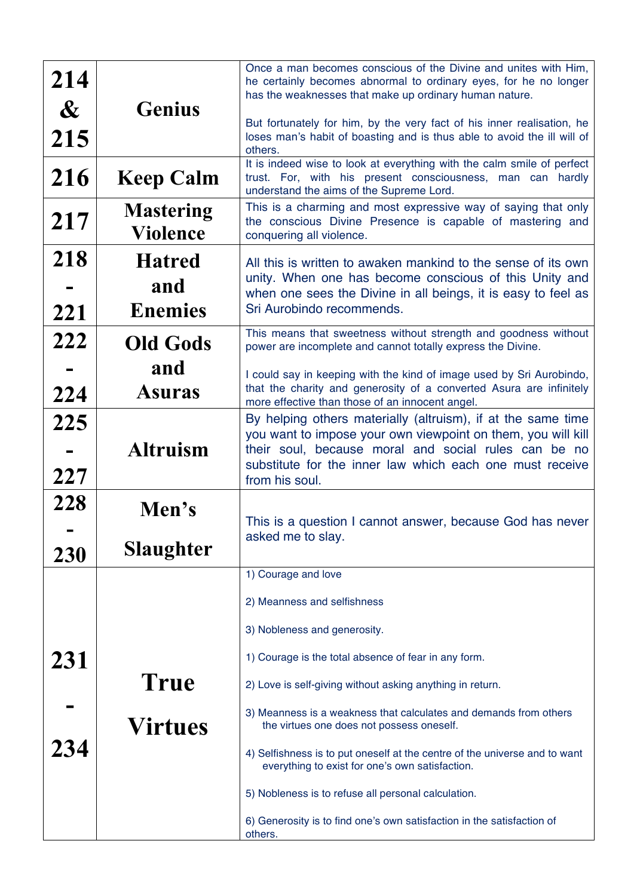| | | |
|---|---|---|
| 214 & 215 | Genius | Once a man becomes conscious of the Divine and unites with Him, he certainly becomes abnormal to ordinary eyes, for he no longer has the weaknesses that make up ordinary human nature.<br><br>But fortunately for him, by the very fact of his inner realisation, he loses man's habit of boasting and is thus able to avoid the ill will of others. |
| 216 | Keep Calm | It is indeed wise to look at everything with the calm smile of perfect trust. For, with his present consciousness, man can hardly understand the aims of the Supreme Lord. |
| 217 | Mastering Violence | This is a charming and most expressive way of saying that only the conscious Divine Presence is capable of mastering and conquering all violence. |
| 218 - 221 | Hatred and Enemies | All this is written to awaken mankind to the sense of its own unity. When one has become conscious of this Unity and when one sees the Divine in all beings, it is easy to feel as Sri Aurobindo recommends. |
| 222 - 224 | Old Gods and Asuras | This means that sweetness without strength and goodness without power are incomplete and cannot totally express the Divine.<br><br>I could say in keeping with the kind of image used by Sri Aurobindo, that the charity and generosity of a converted Asura are infinitely more effective than those of an innocent angel. |
| 225 - 227 | Altruism | By helping others materially (altruism), if at the same time you want to impose your own viewpoint on them, you will kill their soul, because moral and social rules can be no substitute for the inner law which each one must receive from his soul. |
| 228 - 230 | Men's Slaughter | This is a question I cannot answer, because God has never asked me to slay. |
| 231 - 234 | True Virtues | 1) Courage and love<br><br>2) Meanness and selfishness<br><br>3) Nobleness and generosity.<br><br>1) Courage is the total absence of fear in any form.<br><br>2) Love is self-giving without asking anything in return.<br><br>3) Meanness is a weakness that calculates and demands from others the virtues one does not possess oneself.<br><br>4) Selfishness is to put oneself at the centre of the universe and to want everything to exist for one's own satisfaction.<br><br>5) Nobleness is to refuse all personal calculation.<br><br>6) Generosity is to find one's own satisfaction in the satisfaction of others. |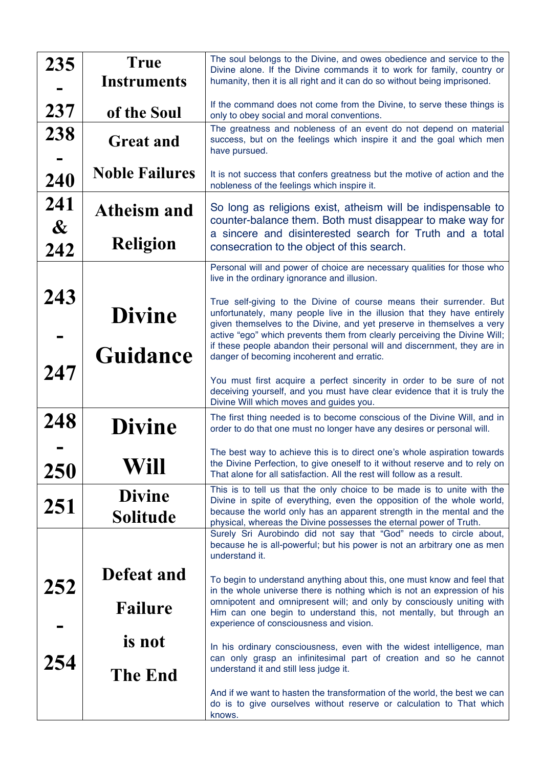| | | |
|---|---|---|
| **235 - 237** | **True Instruments of the Soul** | The soul belongs to the Divine, and owes obedience and service to the Divine alone. If the Divine commands it to work for family, country or humanity, then it is all right and it can do so without being imprisoned.<br><br>If the command does not come from the Divine, to serve these things is only to obey social and moral conventions. |
| **238 - 240** | **Great and Noble Failures** | The greatness and nobleness of an event do not depend on material success, but on the feelings which inspire it and the goal which men have pursued.<br><br>It is not success that confers greatness but the motive of action and the nobleness of the feelings which inspire it. |
| **241 & 242** | **Atheism and Religion** | So long as religions exist, atheism will be indispensable to counter-balance them. Both must disappear to make way for a sincere and disinterested search for Truth and a total consecration to the object of this search. |
| **243 - 247** | **Divine Guidance** | Personal will and power of choice are necessary qualities for those who live in the ordinary ignorance and illusion.<br><br>True self-giving to the Divine of course means their surrender. But unfortunately, many people live in the illusion that they have entirely given themselves to the Divine, and yet preserve in themselves a very active "ego" which prevents them from clearly perceiving the Divine Will; if these people abandon their personal will and discernment, they are in danger of becoming incoherent and erratic.<br><br>You must first acquire a perfect sincerity in order to be sure of not deceiving yourself, and you must have clear evidence that it is truly the Divine Will which moves and guides you. |
| **248 - 250** | **Divine Will** | The first thing needed is to become conscious of the Divine Will, and in order to do that one must no longer have any desires or personal will.<br><br>The best way to achieve this is to direct one's whole aspiration towards the Divine Perfection, to give oneself to it without reserve and to rely on That alone for all satisfaction. All the rest will follow as a result. |
| **251** | **Divine Solitude** | This is to tell us that the only choice to be made is to unite with the Divine in spite of everything, even the opposition of the whole world, because the world only has an apparent strength in the mental and the physical, whereas the Divine possesses the eternal power of Truth. |
| **252 - 254** | **Defeat and Failure is not The End** | Surely Sri Aurobindo did not say that "God" needs to circle about, because he is all-powerful; but his power is not an arbitrary one as men understand it.<br><br>To begin to understand anything about this, one must know and feel that in the whole universe there is nothing which is not an expression of his omnipotent and omnipresent will; and only by consciously uniting with Him can one begin to understand this, not mentally, but through an experience of consciousness and vision.<br><br>In his ordinary consciousness, even with the widest intelligence, man can only grasp an infinitesimal part of creation and so he cannot understand it and still less judge it.<br><br>And if we want to hasten the transformation of the world, the best we can do is to give ourselves without reserve or calculation to That which knows. |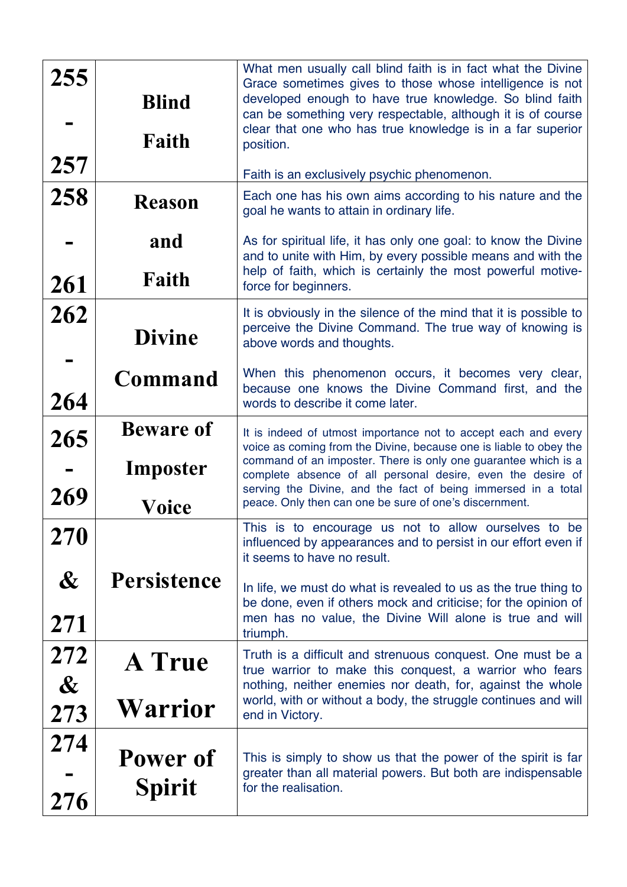| | | |
|---|---|---|
| 255 - 257 | **Blind Faith** | What men usually call blind faith is in fact what the Divine Grace sometimes gives to those whose intelligence is not developed enough to have true knowledge. So blind faith can be something very respectable, although it is of course clear that one who has true knowledge is in a far superior position.<br><br>Faith is an exclusively psychic phenomenon. |
| 258 - 261 | **Reason and Faith** | Each one has his own aims according to his nature and the goal he wants to attain in ordinary life.<br><br>As for spiritual life, it has only one goal: to know the Divine and to unite with Him, by every possible means and with the help of faith, which is certainly the most powerful motive-force for beginners. |
| 262 - 264 | **Divine Command** | It is obviously in the silence of the mind that it is possible to perceive the Divine Command. The true way of knowing is above words and thoughts.<br><br>When this phenomenon occurs, it becomes very clear, because one knows the Divine Command first, and the words to describe it come later. |
| 265 - 269 | **Beware of Imposter Voice** | It is indeed of utmost importance not to accept each and every voice as coming from the Divine, because one is liable to obey the command of an imposter. There is only one guarantee which is a complete absence of all personal desire, even the desire of serving the Divine, and the fact of being immersed in a total peace. Only then can one be sure of one's discernment. |
| 270 & 271 | **Persistence** | This is to encourage us not to allow ourselves to be influenced by appearances and to persist in our effort even if it seems to have no result.<br><br>In life, we must do what is revealed to us as the true thing to be done, even if others mock and criticise; for the opinion of men has no value, the Divine Will alone is true and will triumph. |
| 272 & 273 | **A True Warrior** | Truth is a difficult and strenuous conquest. One must be a true warrior to make this conquest, a warrior who fears nothing, neither enemies nor death, for, against the whole world, with or without a body, the struggle continues and will end in Victory. |
| 274 - 276 | **Power of Spirit** | This is simply to show us that the power of the spirit is far greater than all material powers. But both are indispensable for the realisation. |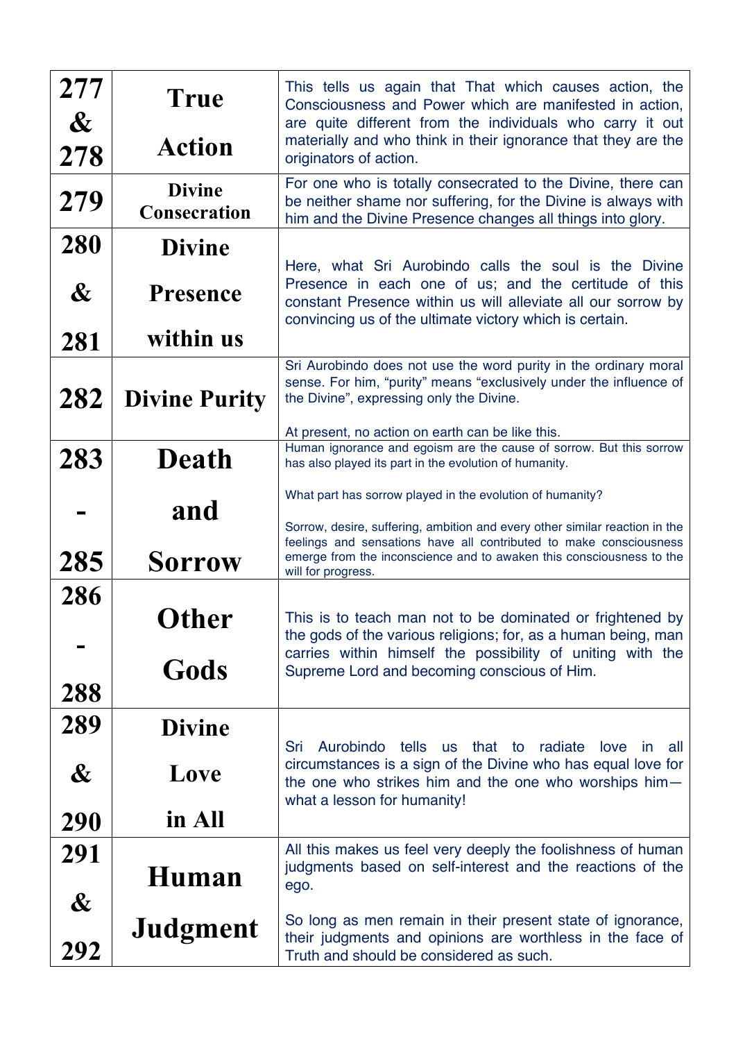| | | |
|---|---|---|
| **277 & 278** | **True Action** | This tells us again that That which causes action, the Consciousness and Power which are manifested in action, are quite different from the individuals who carry it out materially and who think in their ignorance that they are the originators of action. |
| **279** | **Divine Consecration** | For one who is totally consecrated to the Divine, there can be neither shame nor suffering, for the Divine is always with him and the Divine Presence changes all things into glory. |
| **280 & 281** | **Divine Presence within us** | Here, what Sri Aurobindo calls the soul is the Divine Presence in each one of us; and the certitude of this constant Presence within us will alleviate all our sorrow by convincing us of the ultimate victory which is certain. |
| **282** | **Divine Purity** | Sri Aurobindo does not use the word purity in the ordinary moral sense. For him, "purity" means "exclusively under the influence of the Divine", expressing only the Divine.<br><br>At present, no action on earth can be like this. |
| **283 - 285** | **Death and Sorrow** | Human ignorance and egoism are the cause of sorrow. But this sorrow has also played its part in the evolution of humanity.<br><br>What part has sorrow played in the evolution of humanity?<br><br>Sorrow, desire, suffering, ambition and every other similar reaction in the feelings and sensations have all contributed to make consciousness emerge from the inconscience and to awaken this consciousness to the will for progress. |
| **286 - 288** | **Other Gods** | This is to teach man not to be dominated or frightened by the gods of the various religions; for, as a human being, man carries within himself the possibility of uniting with the Supreme Lord and becoming conscious of Him. |
| **289 & 290** | **Divine Love in All** | Sri Aurobindo tells us that to radiate love in all circumstances is a sign of the Divine who has equal love for the one who strikes him and the one who worships him—what a lesson for humanity! |
| **291 & 292** | **Human Judgment** | All this makes us feel very deeply the foolishness of human judgments based on self-interest and the reactions of the ego.<br><br>So long as men remain in their present state of ignorance, their judgments and opinions are worthless in the face of Truth and should be considered as such. |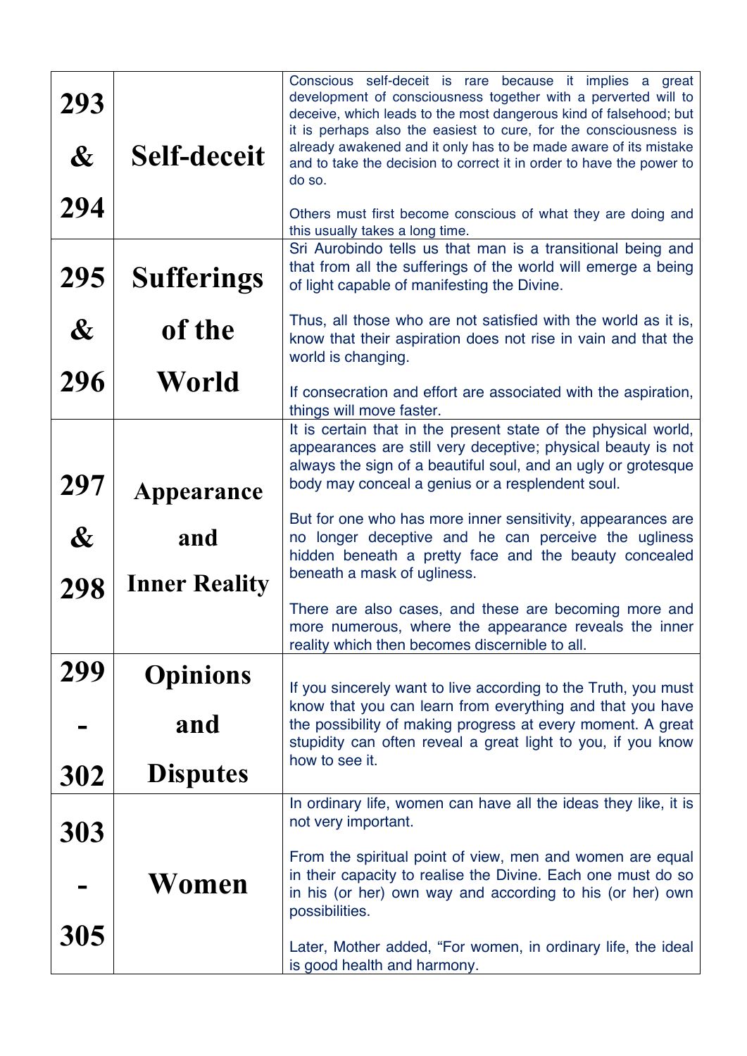| | | |
|---|---|---|
| 293 & 294 | **Self-deceit** | Conscious self-deceit is rare because it implies a great development of consciousness together with a perverted will to deceive, which leads to the most dangerous kind of falsehood; but it is perhaps also the easiest to cure, for the consciousness is already awakened and it only has to be made aware of its mistake and to take the decision to correct it in order to have the power to do so.<br><br>Others must first become conscious of what they are doing and this usually takes a long time. |
| 295 & 296 | **Sufferings of the World** | Sri Aurobindo tells us that man is a transitional being and that from all the sufferings of the world will emerge a being of light capable of manifesting the Divine.<br><br>Thus, all those who are not satisfied with the world as it is, know that their aspiration does not rise in vain and that the world is changing.<br><br>If consecration and effort are associated with the aspiration, things will move faster. |
| 297 & 298 | **Appearance and Inner Reality** | It is certain that in the present state of the physical world, appearances are still very deceptive; physical beauty is not always the sign of a beautiful soul, and an ugly or grotesque body may conceal a genius or a resplendent soul.<br><br>But for one who has more inner sensitivity, appearances are no longer deceptive and he can perceive the ugliness hidden beneath a pretty face and the beauty concealed beneath a mask of ugliness.<br><br>There are also cases, and these are becoming more and more numerous, where the appearance reveals the inner reality which then becomes discernible to all. |
| 299 - 302 | **Opinions and Disputes** | If you sincerely want to live according to the Truth, you must know that you can learn from everything and that you have the possibility of making progress at every moment. A great stupidity can often reveal a great light to you, if you know how to see it. |
| 303 - 305 | **Women** | In ordinary life, women can have all the ideas they like, it is not very important.<br><br>From the spiritual point of view, men and women are equal in their capacity to realise the Divine. Each one must do so in his (or her) own way and according to his (or her) own possibilities.<br><br>Later, Mother added, "For women, in ordinary life, the ideal is good health and harmony. |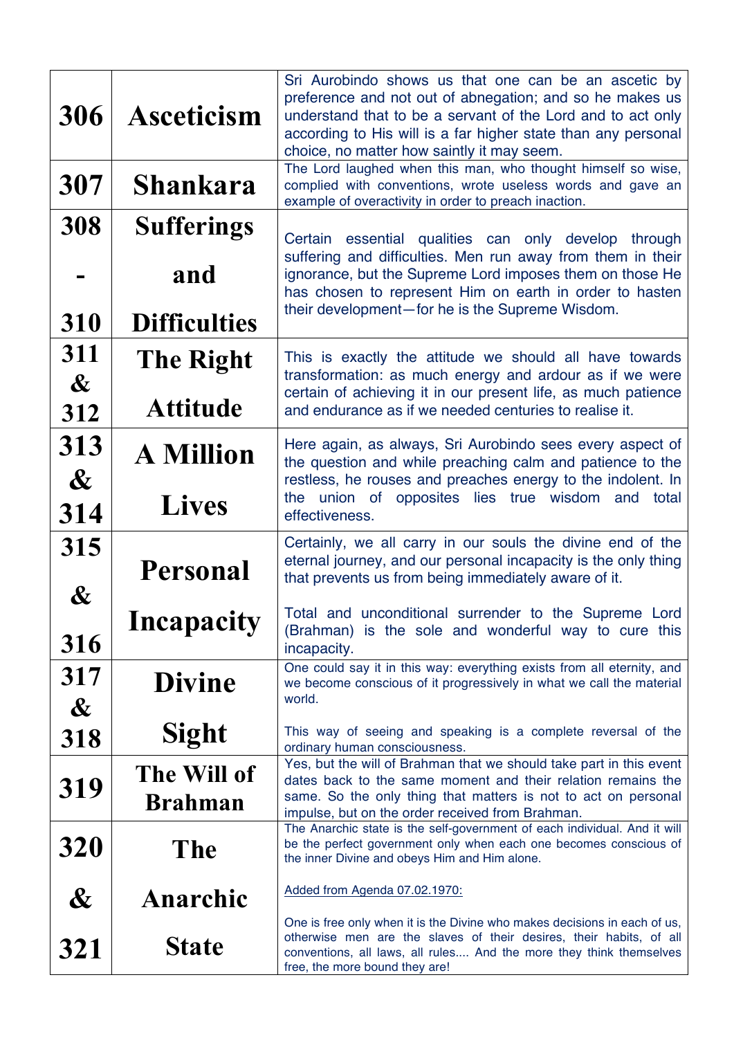| | | |
|---|---|---|
| **306** | **Asceticism** | Sri Aurobindo shows us that one can be an ascetic by preference and not out of abnegation; and so he makes us understand that to be a servant of the Lord and to act only according to His will is a far higher state than any personal choice, no matter how saintly it may seem. |
| **307** | **Shankara** | The Lord laughed when this man, who thought himself so wise, complied with conventions, wrote useless words and gave an example of overactivity in order to preach inaction. |
| **308 - 310** | **Sufferings and Difficulties** | Certain essential qualities can only develop through suffering and difficulties. Men run away from them in their ignorance, but the Supreme Lord imposes them on those He has chosen to represent Him on earth in order to hasten their development—for he is the Supreme Wisdom. |
| **311 & 312** | **The Right Attitude** | This is exactly the attitude we should all have towards transformation: as much energy and ardour as if we were certain of achieving it in our present life, as much patience and endurance as if we needed centuries to realise it. |
| **313 & 314** | **A Million Lives** | Here again, as always, Sri Aurobindo sees every aspect of the question and while preaching calm and patience to the restless, he rouses and preaches energy to the indolent. In the union of opposites lies true wisdom and total effectiveness. |
| **315 & 316** | **Personal Incapacity** | Certainly, we all carry in our souls the divine end of the eternal journey, and our personal incapacity is the only thing that prevents us from being immediately aware of it.<br><br>Total and unconditional surrender to the Supreme Lord (Brahman) is the sole and wonderful way to cure this incapacity. |
| **317 & 318** | **Divine Sight** | One could say it in this way: everything exists from all eternity, and we become conscious of it progressively in what we call the material world.<br><br>This way of seeing and speaking is a complete reversal of the ordinary human consciousness. |
| **319** | **The Will of Brahman** | Yes, but the will of Brahman that we should take part in this event dates back to the same moment and their relation remains the same. So the only thing that matters is not to act on personal impulse, but on the order received from Brahman. |
| **320 & 321** | **The Anarchic State** | The Anarchic state is the self-government of each individual. And it will be the perfect government only when each one becomes conscious of the inner Divine and obeys Him and Him alone.<br><br><u>Added from Agenda 07.02.1970:</u><br><br>One is free only when it is the Divine who makes decisions in each of us, otherwise men are the slaves of their desires, their habits, of all conventions, all laws, all rules.... And the more they think themselves free, the more bound they are! |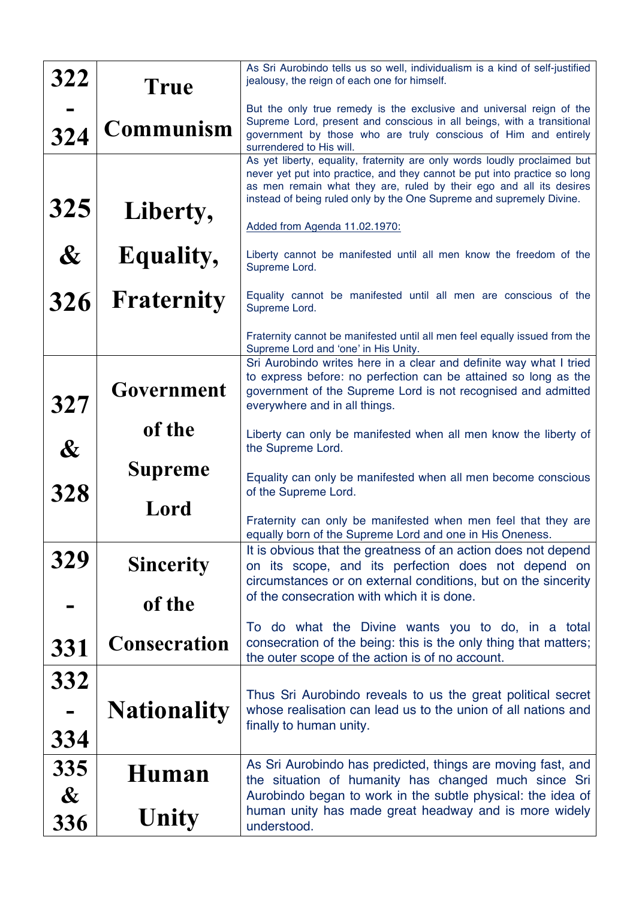| | | |
|---|---|---|
| 322 - 324 | True Communism | As Sri Aurobindo tells us so well, individualism is a kind of self-justified jealousy, the reign of each one for himself.<br><br>But the only true remedy is the exclusive and universal reign of the Supreme Lord, present and conscious in all beings, with a transitional government by those who are truly conscious of Him and entirely surrendered to His will. |
| 325 & 326 | Liberty, Equality, Fraternity | As yet liberty, equality, fraternity are only words loudly proclaimed but never yet put into practice, and they cannot be put into practice so long as men remain what they are, ruled by their ego and all its desires instead of being ruled only by the One Supreme and supremely Divine.<br><br>Added from Agenda 11.02.1970:<br><br>Liberty cannot be manifested until all men know the freedom of the Supreme Lord.<br><br>Equality cannot be manifested until all men are conscious of the Supreme Lord.<br><br>Fraternity cannot be manifested until all men feel equally issued from the Supreme Lord and 'one' in His Unity. |
| 327 & 328 | Government of the Supreme Lord | Sri Aurobindo writes here in a clear and definite way what I tried to express before: no perfection can be attained so long as the government of the Supreme Lord is not recognised and admitted everywhere and in all things.<br><br>Liberty can only be manifested when all men know the liberty of the Supreme Lord.<br><br>Equality can only be manifested when all men become conscious of the Supreme Lord.<br><br>Fraternity can only be manifested when men feel that they are equally born of the Supreme Lord and one in His Oneness. |
| 329 - 331 | Sincerity of the Consecration | It is obvious that the greatness of an action does not depend on its scope, and its perfection does not depend on circumstances or on external conditions, but on the sincerity of the consecration with which it is done.<br><br>To do what the Divine wants you to do, in a total consecration of the being: this is the only thing that matters; the outer scope of the action is of no account. |
| 332 - 334 | Nationality | Thus Sri Aurobindo reveals to us the great political secret whose realisation can lead us to the union of all nations and finally to human unity. |
| 335 & 336 | Human Unity | As Sri Aurobindo has predicted, things are moving fast, and the situation of humanity has changed much since Sri Aurobindo began to work in the subtle physical: the idea of human unity has made great headway and is more widely understood. |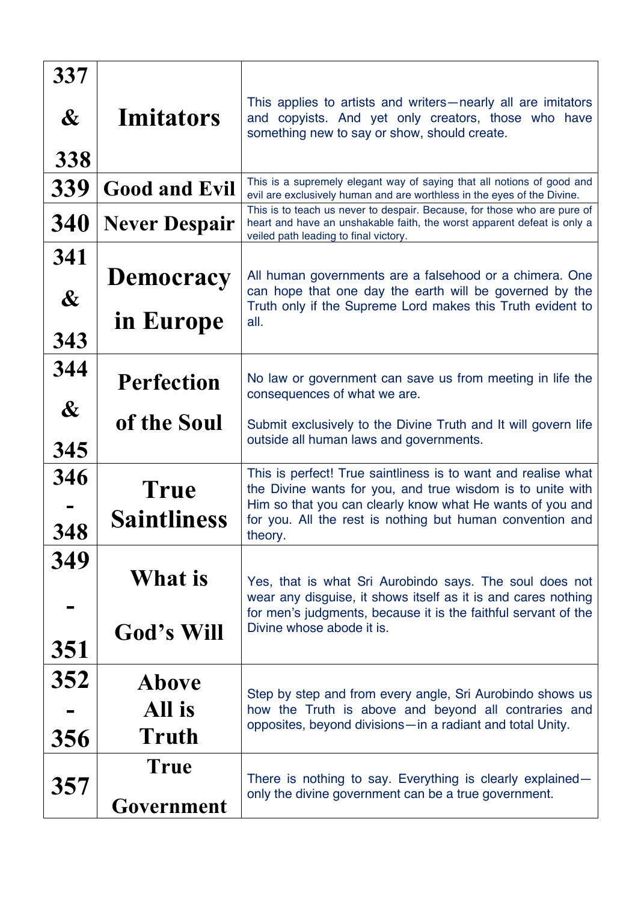| | | |
|---|---|---|
| 337 & 338 | Imitators | This applies to artists and writers—nearly all are imitators and copyists. And yet only creators, those who have something new to say or show, should create. |
| 339 | Good and Evil | This is a supremely elegant way of saying that all notions of good and evil are exclusively human and are worthless in the eyes of the Divine. |
| 340 | Never Despair | This is to teach us never to despair. Because, for those who are pure of heart and have an unshakable faith, the worst apparent defeat is only a veiled path leading to final victory. |
| 341 & 343 | Democracy in Europe | All human governments are a falsehood or a chimera. One can hope that one day the earth will be governed by the Truth only if the Supreme Lord makes this Truth evident to all. |
| 344 & 345 | Perfection of the Soul | No law or government can save us from meeting in life the consequences of what we are.<br><br>Submit exclusively to the Divine Truth and It will govern life outside all human laws and governments. |
| 346 - 348 | True Saintliness | This is perfect! True saintliness is to want and realise what the Divine wants for you, and true wisdom is to unite with Him so that you can clearly know what He wants of you and for you. All the rest is nothing but human convention and theory. |
| 349 - 351 | What is God's Will | Yes, that is what Sri Aurobindo says. The soul does not wear any disguise, it shows itself as it is and cares nothing for men's judgments, because it is the faithful servant of the Divine whose abode it is. |
| 352 - 356 | Above All is Truth | Step by step and from every angle, Sri Aurobindo shows us how the Truth is above and beyond all contraries and opposites, beyond divisions—in a radiant and total Unity. |
| 357 | True Government | There is nothing to say. Everything is clearly explained—only the divine government can be a true government. |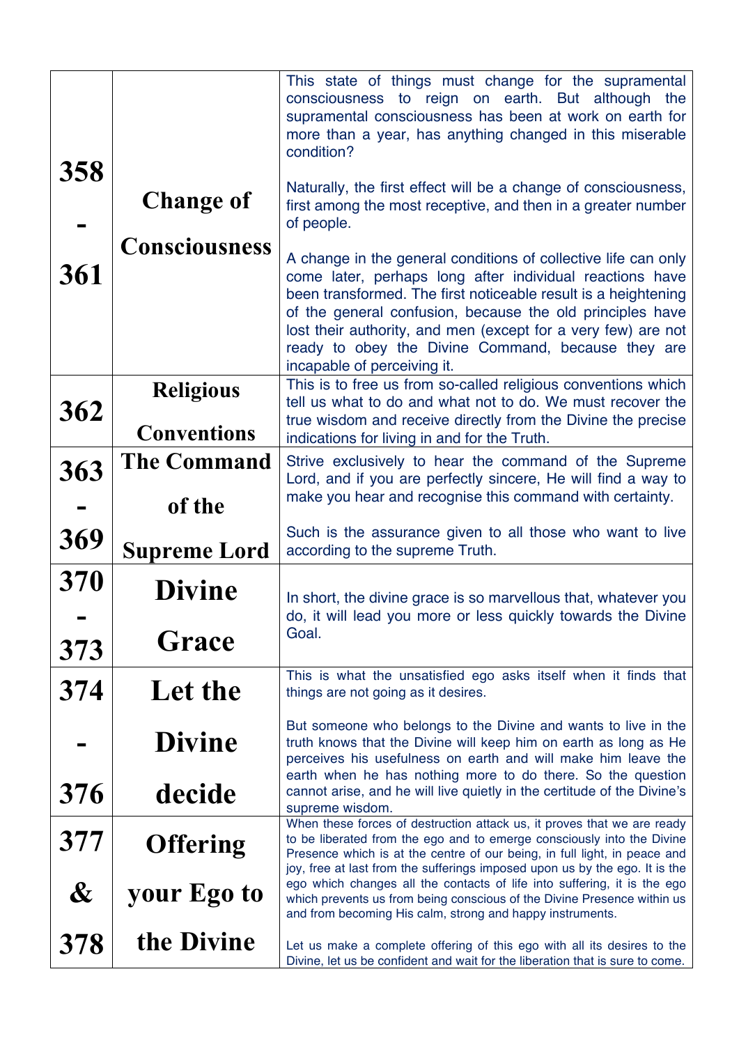| | | |
|---|---|---|
| **358 - 361** | **Change of Consciousness** | This state of things must change for the supramental consciousness to reign on earth. But although the supramental consciousness has been at work on earth for more than a year, has anything changed in this miserable condition?<br><br>Naturally, the first effect will be a change of consciousness, first among the most receptive, and then in a greater number of people.<br><br>A change in the general conditions of collective life can only come later, perhaps long after individual reactions have been transformed. The first noticeable result is a heightening of the general confusion, because the old principles have lost their authority, and men (except for a very few) are not ready to obey the Divine Command, because they are incapable of perceiving it. |
| **362** | **Religious Conventions** | This is to free us from so-called religious conventions which tell us what to do and what not to do. We must recover the true wisdom and receive directly from the Divine the precise indications for living in and for the Truth. |
| **363 - 369** | **The Command of the Supreme Lord** | Strive exclusively to hear the command of the Supreme Lord, and if you are perfectly sincere, He will find a way to make you hear and recognise this command with certainty.<br><br>Such is the assurance given to all those who want to live according to the supreme Truth. |
| **370 - 373** | **Divine Grace** | In short, the divine grace is so marvellous that, whatever you do, it will lead you more or less quickly towards the Divine Goal. |
| **374 - 376** | **Let the Divine decide** | This is what the unsatisfied ego asks itself when it finds that things are not going as it desires.<br><br>But someone who belongs to the Divine and wants to live in the truth knows that the Divine will keep him on earth as long as He perceives his usefulness on earth and will make him leave the earth when he has nothing more to do there. So the question cannot arise, and he will live quietly in the certitude of the Divine's supreme wisdom. |
| **377 & 378** | **Offering your Ego to the Divine** | When these forces of destruction attack us, it proves that we are ready to be liberated from the ego and to emerge consciously into the Divine Presence which is at the centre of our being, in full light, in peace and joy, free at last from the sufferings imposed upon us by the ego. It is the ego which changes all the contacts of life into suffering, it is the ego which prevents us from being conscious of the Divine Presence within us and from becoming His calm, strong and happy instruments.<br><br>Let us make a complete offering of this ego with all its desires to the Divine, let us be confident and wait for the liberation that is sure to come. |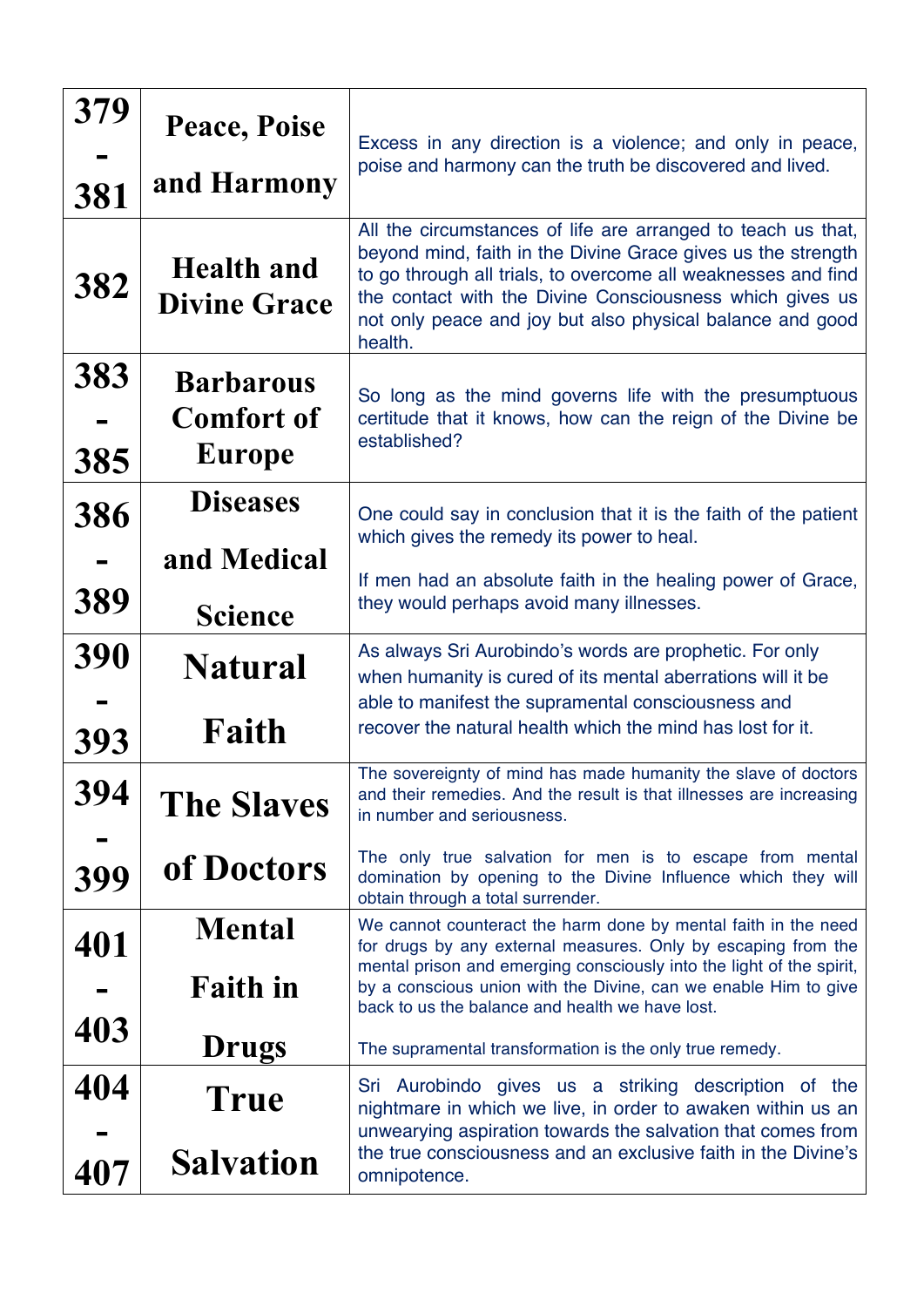| | | |
|---|---|---|
| 379 - 381 | Peace, Poise and Harmony | Excess in any direction is a violence; and only in peace, poise and harmony can the truth be discovered and lived. |
| 382 | Health and Divine Grace | All the circumstances of life are arranged to teach us that, beyond mind, faith in the Divine Grace gives us the strength to go through all trials, to overcome all weaknesses and find the contact with the Divine Consciousness which gives us not only peace and joy but also physical balance and good health. |
| 383 - 385 | Barbarous Comfort of Europe | So long as the mind governs life with the presumptuous certitude that it knows, how can the reign of the Divine be established? |
| 386 - 389 | Diseases and Medical Science | One could say in conclusion that it is the faith of the patient which gives the remedy its power to heal.<br><br>If men had an absolute faith in the healing power of Grace, they would perhaps avoid many illnesses. |
| 390 - 393 | Natural Faith | As always Sri Aurobindo's words are prophetic. For only when humanity is cured of its mental aberrations will it be able to manifest the supramental consciousness and recover the natural health which the mind has lost for it. |
| 394 - 399 | The Slaves of Doctors | The sovereignty of mind has made humanity the slave of doctors and their remedies. And the result is that illnesses are increasing in number and seriousness.<br><br>The only true salvation for men is to escape from mental domination by opening to the Divine Influence which they will obtain through a total surrender. |
| 401 - 403 | Mental Faith in Drugs | We cannot counteract the harm done by mental faith in the need for drugs by any external measures. Only by escaping from the mental prison and emerging consciously into the light of the spirit, by a conscious union with the Divine, can we enable Him to give back to us the balance and health we have lost.<br><br>The supramental transformation is the only true remedy. |
| 404 - 407 | True Salvation | Sri Aurobindo gives us a striking description of the nightmare in which we live, in order to awaken within us an unwearying aspiration towards the salvation that comes from the true consciousness and an exclusive faith in the Divine's omnipotence. |